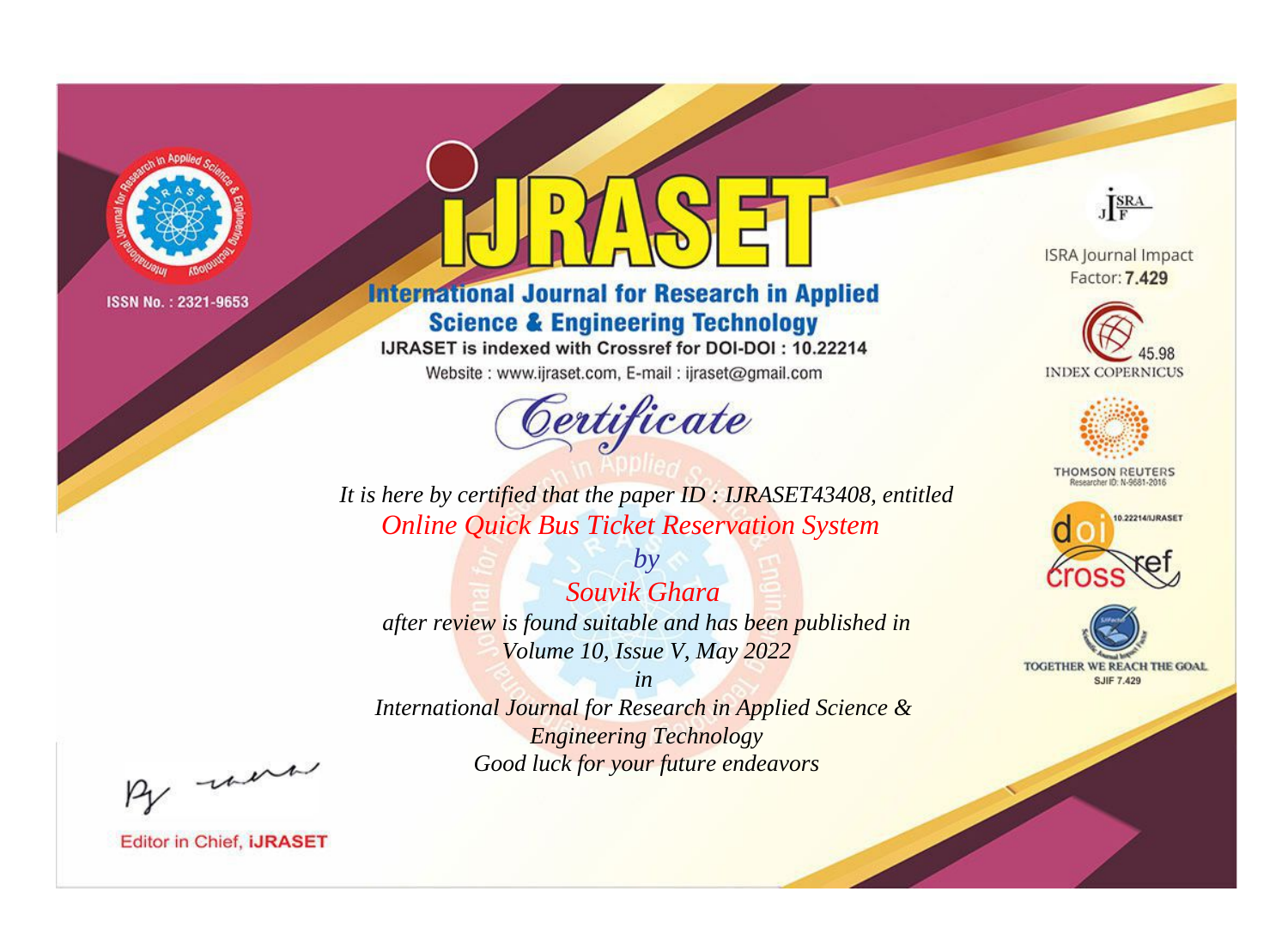ISSN No. : 2321-9653

# iJRASET

## International Journal for Research in Applied Science & Engineering Technology

IJRASET is indexed with Crossref for DOI-DOI : 10.22214

Website : www.ijraset.com, E-mail : ijraset@gmail.com

ISRA Journal Impact Factor: **7.429**

45.98 INDEX COPERNICUS

THOMSON REUTERS Researcher ID: N-9681-2016

10.22214/IJRASET

TOGETHER WE REACH THE GOAL SJIF 7.429

# *Certificate*

*It is here by certified that the paper ID : IJRASET43408, entitled*

*Online Quick Bus Ticket Reservation System*

*by*

*Souvik Ghara*

*after review is found suitable and has been published in*

*Volume 10, Issue V, May 2022*

*in*

*International Journal for Research in Applied Science & Engineering Technology*

*Good luck for your future endeavors*

Editor in Chief, **iJRASET**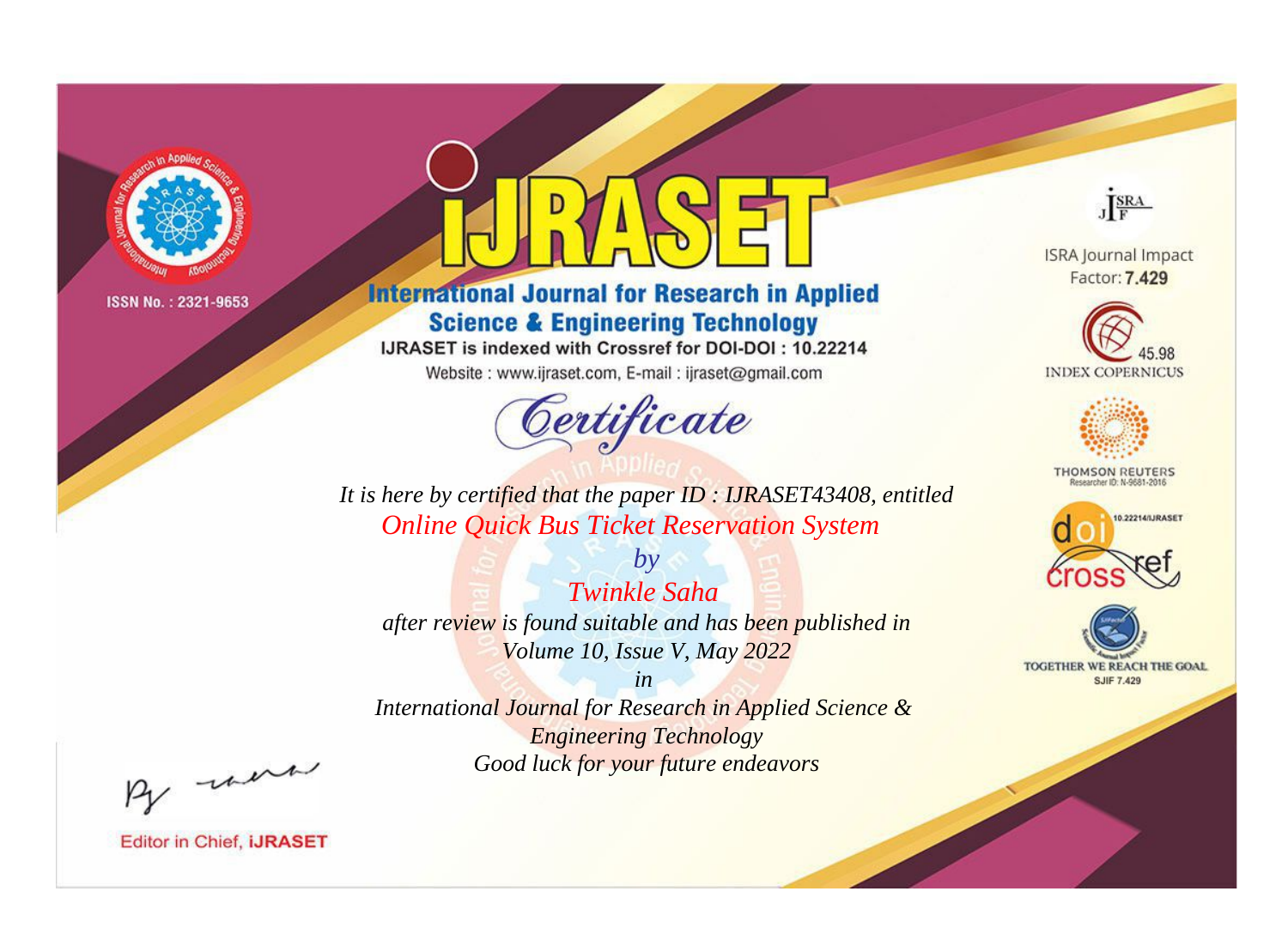ISSN No. : 2321-9653

# iJRASET

## International Journal for Research in Applied Science & Engineering Technology

IJRASET is indexed with Crossref for DOI-DOI : 10.22214

Website : www.ijraset.com, E-mail : ijraset@gmail.com

ISRA Journal Impact Factor: **7.429**

45.98 INDEX COPERNICUS

THOMSON REUTERS Researcher ID: N-9681-2016

10.22214/IJRASET

TOGETHER WE REACH THE GOAL SJIF 7.429

*Certificate*

*It is here by certified that the paper ID : IJRASET43408, entitled*

*Online Quick Bus Ticket Reservation System*

*by*

*Twinkle Saha*

*after review is found suitable and has been published in*

*Volume 10, Issue V, May 2022*

*in*

*International Journal for Research in Applied Science & Engineering Technology*

*Good luck for your future endeavors*

Editor in Chief, **iJRASET**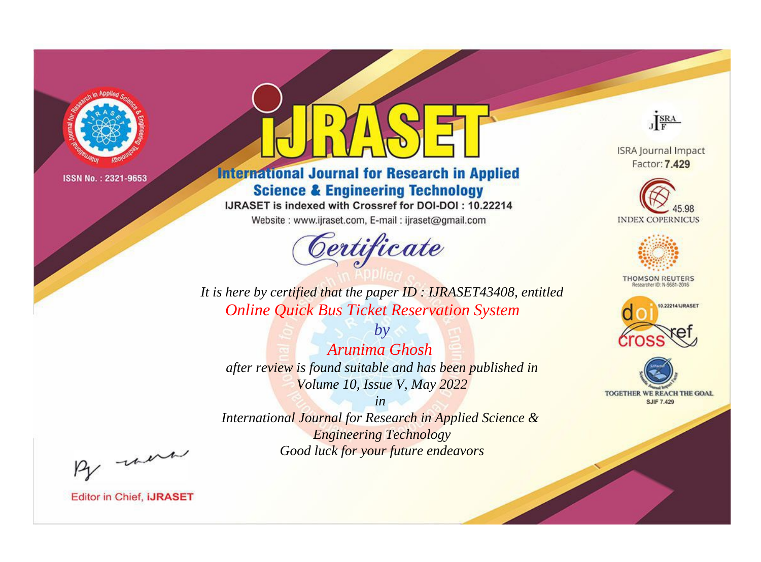ISSN No. : 2321-9653

# iJRASET

## International Journal for Research in Applied Science & Engineering Technology

IJRASET is indexed with Crossref for DOI-DOI : 10.22214

Website : www.ijraset.com, E-mail : ijraset@gmail.com

ISRA Journal Impact Factor: **7.429**

45.98 INDEX COPERNICUS

THOMSON REUTERS Researcher ID: N-9681-2016

10.22214/IJRASET

TOGETHER WE REACH THE GOAL SJIF 7.429

# *Certificate*

*It is here by certified that the paper ID : IJRASET43408, entitled*

*Online Quick Bus Ticket Reservation System*

*by*

*Arunima Ghosh*

*after review is found suitable and has been published in*

*Volume 10, Issue V, May 2022*

*in*

*International Journal for Research in Applied Science & Engineering Technology*

*Good luck for your future endeavors*

Editor in Chief, **iJRASET**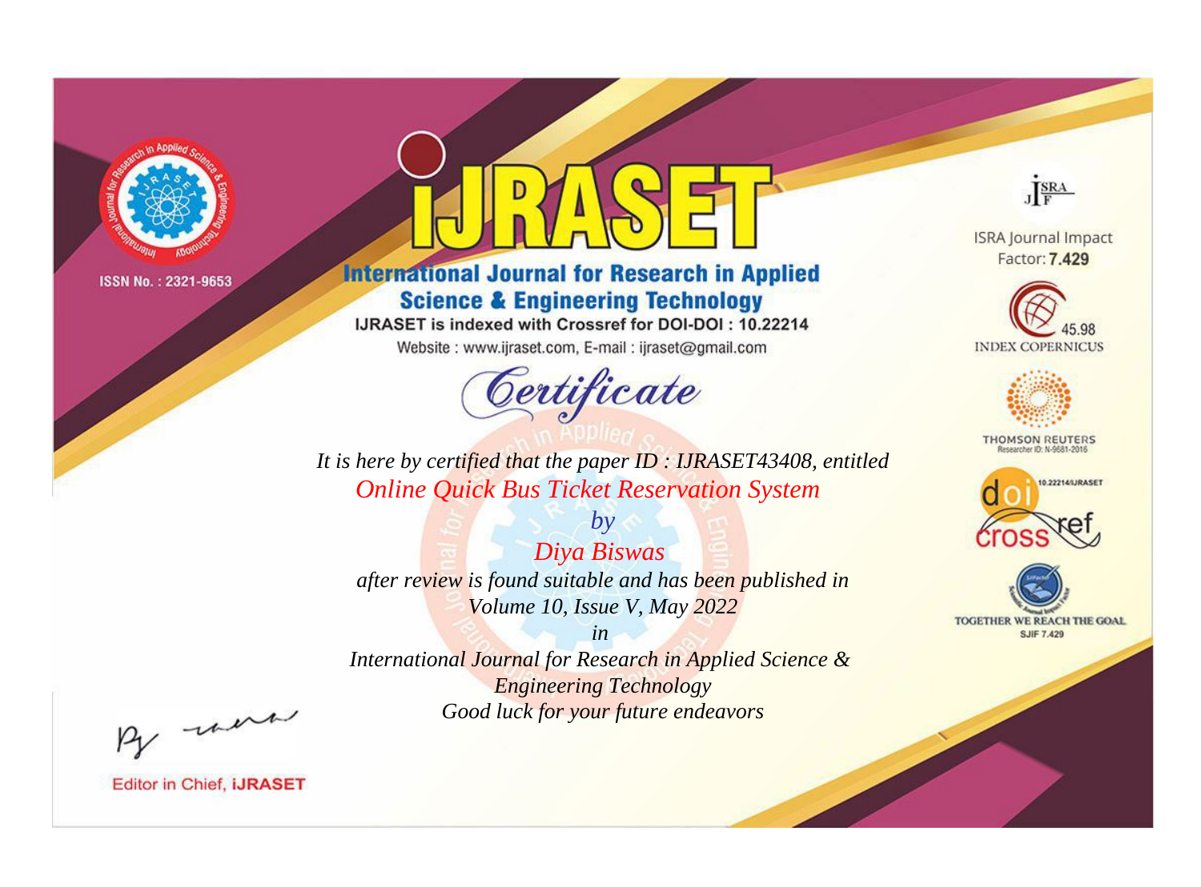ISSN No. : 2321-9653

# iJRASET

## International Journal for Research in Applied Science & Engineering Technology

IJRASET is indexed with Crossref for DOI-DOI : 10.22214

Website : www.ijraset.com, E-mail : ijraset@gmail.com

ISRA Journal Impact Factor: **7.429**

45.98 INDEX COPERNICUS

THOMSON REUTERS Researcher ID: N-9681-2016

10.22214/IJRASET

TOGETHER WE REACH THE GOAL SJIF 7.429

*Certificate*

*It is here by certified that the paper ID : IJRASET43408, entitled*

*Online Quick Bus Ticket Reservation System*

*by*

*Diya Biswas*

*after review is found suitable and has been published in*

*Volume 10, Issue V, May 2022*

*in*

*International Journal for Research in Applied Science & Engineering Technology*

*Good luck for your future endeavors*

Editor in Chief, **iJRASET**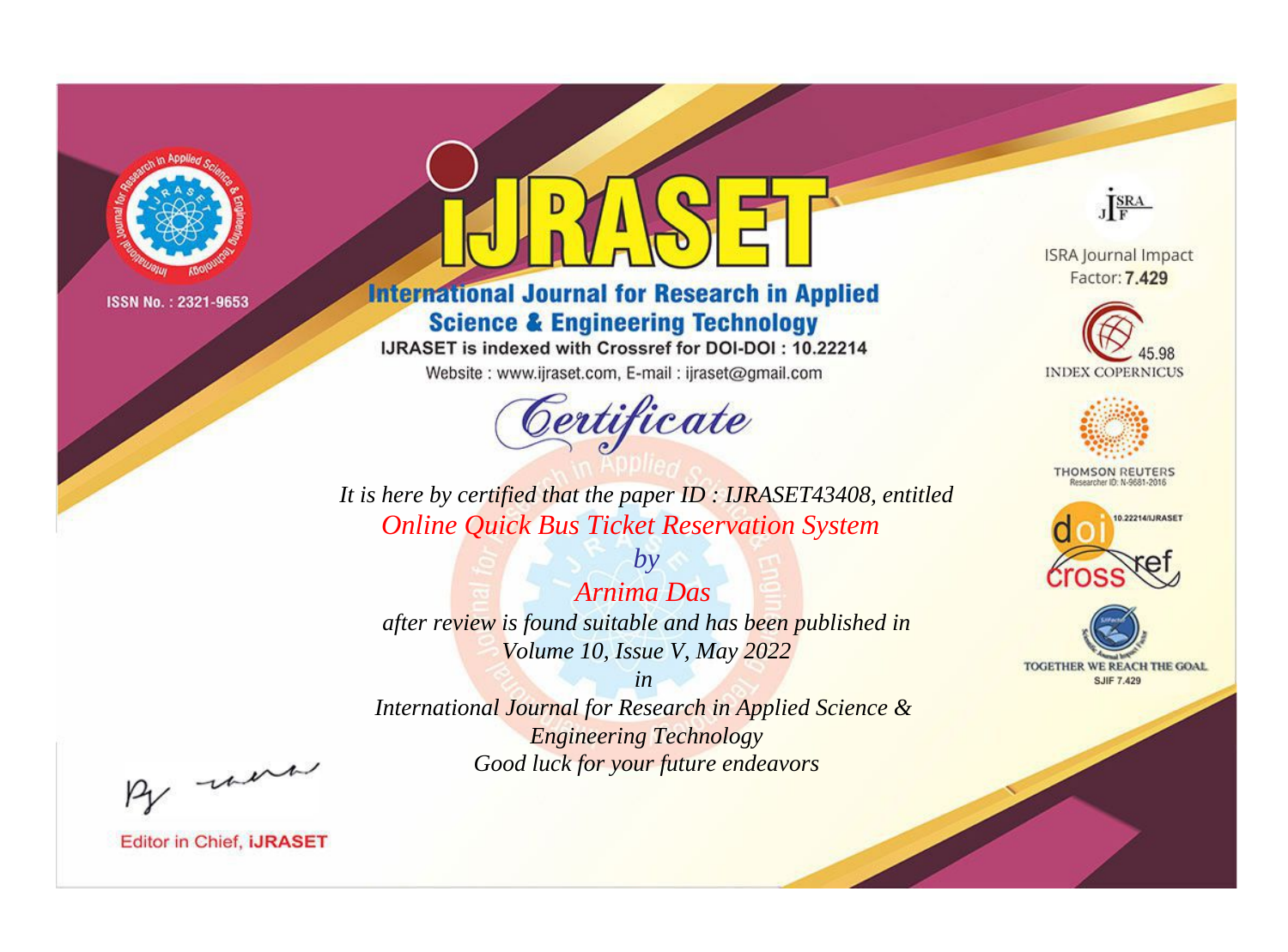ISSN No. : 2321-9653

# IJRASET

## International Journal for Research in Applied Science & Engineering Technology

IJRASET is indexed with Crossref for DOI-DOI : 10.22214

Website : www.ijraset.com, E-mail : ijraset@gmail.com

*Certificate*

*It is here by certified that the paper ID : IJRASET43408, entitled*

*Online Quick Bus Ticket Reservation System*

*by*

*Arnima Das*

*after review is found suitable and has been published in*

*Volume 10, Issue V, May 2022*

*in*

*International Journal for Research in Applied Science & Engineering Technology*

*Good luck for your future endeavors*

ISRA Journal Impact Factor: **7.429**

45.98 INDEX COPERNICUS

THOMSON REUTERS Researcher ID: N-9681-2016

10.22214/IJRASET

TOGETHER WE REACH THE GOAL SJIF 7.429

Editor in Chief, **IJRASET**